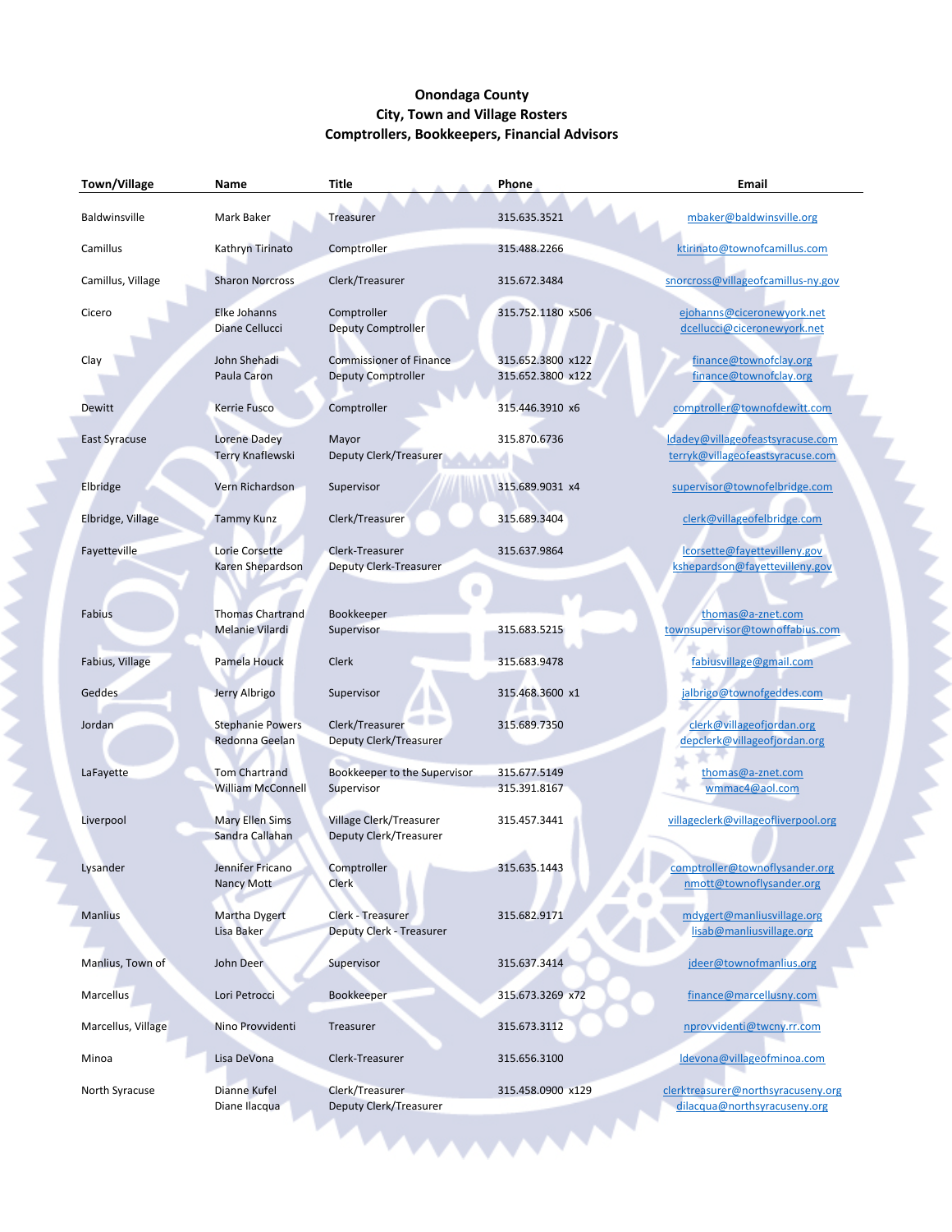**Onondaga County**
**City, Town and Village Rosters**
**Comptrollers, Bookkeepers, Financial Advisors**

| Town/Village | Name | Title | Phone | Email |
|---|---|---|---|---|
| Baldwinsville | Mark Baker | Treasurer | 315.635.3521 | mbaker@baldwinsville.org |
| Camillus | Kathryn Tirinato | Comptroller | 315.488.2266 | ktirinato@townofcamillus.com |
| Camillus, Village | Sharon Norcross | Clerk/Treasurer | 315.672.3484 | snorcross@villageofcamillus-ny.gov |
| Cicero | Elke Johanns<br>Diane Cellucci | Comptroller<br>Deputy Comptroller | 315.752.1180 x506 | ejohanns@ciceronewyork.net<br>dcellucci@ciceronewyork.net |
| Clay | John Shehadi<br>Paula Caron | Commissioner of Finance<br>Deputy Comptroller | 315.652.3800 x122<br>315.652.3800 x122 | finance@townofclay.org<br>finance@townofclay.org |
| Dewitt | Kerrie Fusco | Comptroller | 315.446.3910 x6 | comptroller@townofdewitt.com |
| East Syracuse | Lorene Dadey<br>Terry Knaflewski | Mayor<br>Deputy Clerk/Treasurer | 315.870.6736 | ldadey@villageofeastsyracuse.com<br>terryk@villageofeastsyracuse.com |
| Elbridge | Vern Richardson | Supervisor | 315.689.9031 x4 | supervisor@townofelbridge.com |
| Elbridge, Village | Tammy Kunz | Clerk/Treasurer | 315.689.3404 | clerk@villageofelbridge.com |
| Fayetteville | Lorie Corsette<br>Karen Shepardson | Clerk-Treasurer<br>Deputy Clerk-Treasurer | 315.637.9864 | lcorsette@fayettevilleny.gov<br>kshepardson@fayettevilleny.gov |
| Fabius | Thomas Chartrand<br>Melanie Vilardi | Bookkeeper<br>Supervisor | <br>315.683.5215 | thomas@a-znet.com<br>townsupervisor@townoffabius.com |
| Fabius, Village | Pamela Houck | Clerk | 315.683.9478 | fabiusvillage@gmail.com |
| Geddes | Jerry Albrigo | Supervisor | 315.468.3600 x1 | jalbrigo@townofgeddes.com |
| Jordan | Stephanie Powers<br>Redonna Geelan | Clerk/Treasurer<br>Deputy Clerk/Treasurer | 315.689.7350 | clerk@villageofjordan.org<br>depclerk@villageofjordan.org |
| LaFayette | Tom Chartrand<br>William McConnell | Bookkeeper to the Supervisor<br>Supervisor | 315.677.5149<br>315.391.8167 | thomas@a-znet.com<br>wmmac4@aol.com |
| Liverpool | Mary Ellen Sims<br>Sandra Callahan | Village Clerk/Treasurer<br>Deputy Clerk/Treasurer | 315.457.3441 | villageclerk@villageofliverpool.org |
| Lysander | Jennifer Fricano<br>Nancy Mott | Comptroller<br>Clerk | 315.635.1443 | comptroller@townoflysander.org<br>nmott@townoflysander.org |
| Manlius | Martha Dygert<br>Lisa Baker | Clerk - Treasurer<br>Deputy Clerk - Treasurer | 315.682.9171 | mdygert@manliusvillage.org<br>lisab@manliusvillage.org |
| Manlius, Town of | John Deer | Supervisor | 315.637.3414 | jdeer@townofmanlius.org |
| Marcellus | Lori Petrocci | Bookkeeper | 315.673.3269 x72 | finance@marcellusny.com |
| Marcellus, Village | Nino Provvidenti | Treasurer | 315.673.3112 | nprovvidenti@twcny.rr.com |
| Minoa | Lisa DeVona | Clerk-Treasurer | 315.656.3100 | ldevona@villageofminoa.com |
| North Syracuse | Dianne Kufel<br>Diane Ilacqua | Clerk/Treasurer<br>Deputy Clerk/Treasurer | 315.458.0900 x129 | clerktreasurer@northsyracuseny.org<br>dilacqua@northsyracuseny.org |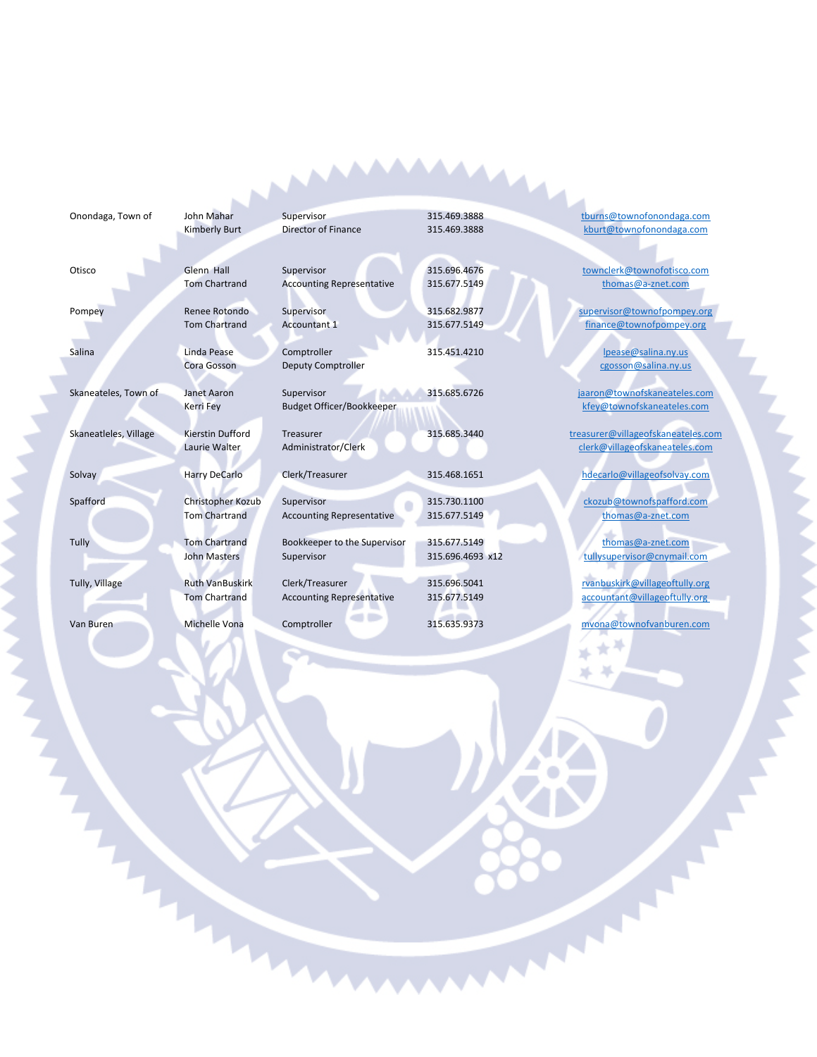| | | | | |
|---|---|---|---|---|
| Onondaga, Town of | John Mahar | Supervisor | 315.469.3888 | tburns@townofonondaga.com |
| | Kimberly Burt | Director of Finance | 315.469.3888 | kburt@townofonondaga.com |
| Otisco | Glenn Hall | Supervisor | 315.696.4676 | townclerk@townofotisco.com |
| | Tom Chartrand | Accounting Representative | 315.677.5149 | thomas@a-znet.com |
| Pompey | Renee Rotondo | Supervisor | 315.682.9877 | supervisor@townofpompey.org |
| | Tom Chartrand | Accountant 1 | 315.677.5149 | finance@townofpompey.org |
| Salina | Linda Pease | Comptroller | 315.451.4210 | lpease@salina.ny.us |
| | Cora Gosson | Deputy Comptroller | | cgosson@salina.ny.us |
| Skaneateles, Town of | Janet Aaron | Supervisor | 315.685.6726 | jaaron@townofskaneateles.com |
| | Kerri Fey | Budget Officer/Bookkeeper | | kfey@townofskaneateles.com |
| Skaneatleles, Village | Kierstin Dufford | Treasurer | 315.685.3440 | treasurer@villageofskaneateles.com |
| | Laurie Walter | Administrator/Clerk | | clerk@villageofskaneateles.com |
| Solvay | Harry DeCarlo | Clerk/Treasurer | 315.468.1651 | hdecarlo@villageofsolvay.com |
| Spafford | Christopher Kozub | Supervisor | 315.730.1100 | ckozub@townofspafford.com |
| | Tom Chartrand | Accounting Representative | 315.677.5149 | thomas@a-znet.com |
| Tully | Tom Chartrand | Bookkeeper to the Supervisor | 315.677.5149 | thomas@a-znet.com |
| | John Masters | Supervisor | 315.696.4693 x12 | tullysupervisor@cnymail.com |
| Tully, Village | Ruth VanBuskirk | Clerk/Treasurer | 315.696.5041 | rvanbuskirk@villageoftully.org |
| | Tom Chartrand | Accounting Representative | 315.677.5149 | accountant@villageoftully.org |
| Van Buren | Michelle Vona | Comptroller | 315.635.9373 | mvona@townofvanburen.com |